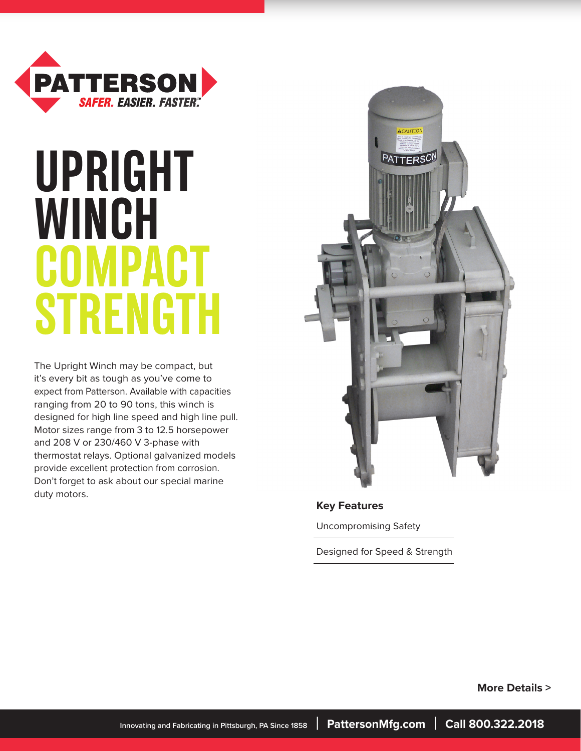PATTERSON

SAFER. EASIER. FASTER.™

# UPRIGHT WINCH COMPACT STRENGTH

The Upright Winch may be compact, but it's every bit as tough as you've come to expect from Patterson. Available with capacities ranging from 20 to 90 tons, this winch is designed for high line speed and high line pull. Motor sizes range from 3 to 12.5 horsepower and 208 V or 230/460 V 3-phase with thermostat relays. Optional galvanized models provide excellent protection from corrosion. Don't forget to ask about our special marine duty motors.

**Key Features**

Uncompromising Safety

Designed for Speed & Strength

**More Details >**

Innovating and Fabricating in Pittsburgh, PA Since 1858 | **PattersonMfg.com** | **Call 800.322.2018**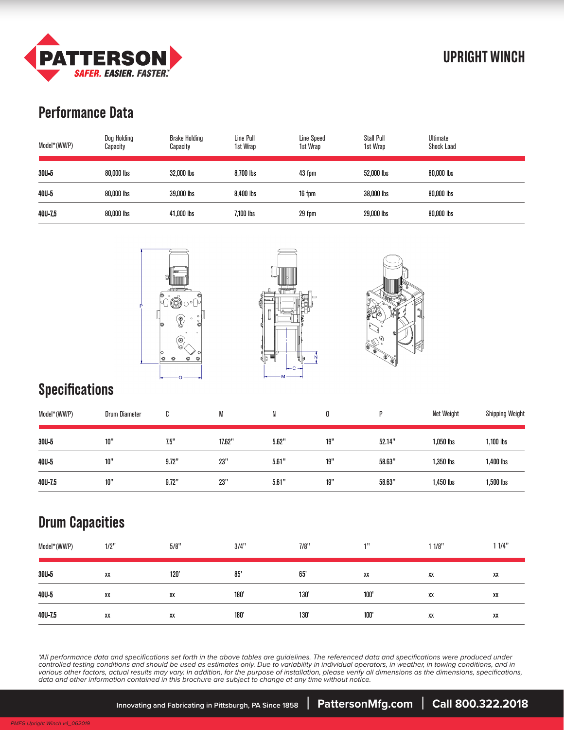# UPRIGHT WINCH

## Performance Data

| Model*(WWP) | Dog Holding Capacity | Brake Holding Capacity | Line Pull 1st Wrap | Line Speed 1st Wrap | Stall Pull 1st Wrap | Ultimate Shock Load |
|---|---|---|---|---|---|---|
| **30U-5** | 80,000 lbs | 32,000 lbs | 8,700 lbs | 43 fpm | 52,000 lbs | 80,000 lbs |
| **40U-5** | 80,000 lbs | 39,000 lbs | 8,400 lbs | 16 fpm | 38,000 lbs | 80,000 lbs |
| **40U-7.5** | 80,000 lbs | 41,000 lbs | 7,100 lbs | 29 fpm | 29,000 lbs | 80,000 lbs |

P

O

C

M

N

## Specifications

| Model*(WWP) | Drum Diameter | C | M | N | O | P | Net Weight | Shipping Weight |
|---|---|---|---|---|---|---|---|---|
| **30U-5** | 10" | 7.5" | 17.62" | 5.62" | 19" | 52.14" | 1,050 lbs | 1,100 lbs |
| **40U-5** | 10" | 9.72" | 23" | 5.61" | 19" | 58.63" | 1,350 lbs | 1,400 lbs |
| **40U-7.5** | 10" | 9.72" | 23" | 5.61" | 19" | 58.63" | 1,450 lbs | 1,500 lbs |

## Drum Capacities

| Model*(WWP) | 1/2" | 5/8" | 3/4" | 7/8" | 1" | 1 1/8" | 1 1/4" |
|---|---|---|---|---|---|---|---|
| **30U-5** | xx | 120' | 85' | 65' | xx | xx | xx |
| **40U-5** | xx | xx | 180' | 130' | 100' | xx | xx |
| **40U-7.5** | xx | xx | 180' | 130' | 100' | xx | xx |

*\*All performance data and specifications set forth in the above tables are guidelines. The referenced data and specifications were produced under controlled testing conditions and should be used as estimates only. Due to variability in individual operators, in weather, in towing conditions, and in various other factors, actual results may vary. In addition, for the purpose of installation, please verify all dimensions as the dimensions, specifications, data and other information contained in this brochure are subject to change at any time without notice.*

Innovating and Fabricating in Pittsburgh, PA Since 1858 | **PattersonMfg.com** | **Call 800.322.2018**

*PMFG Upright Winch v4_062019*